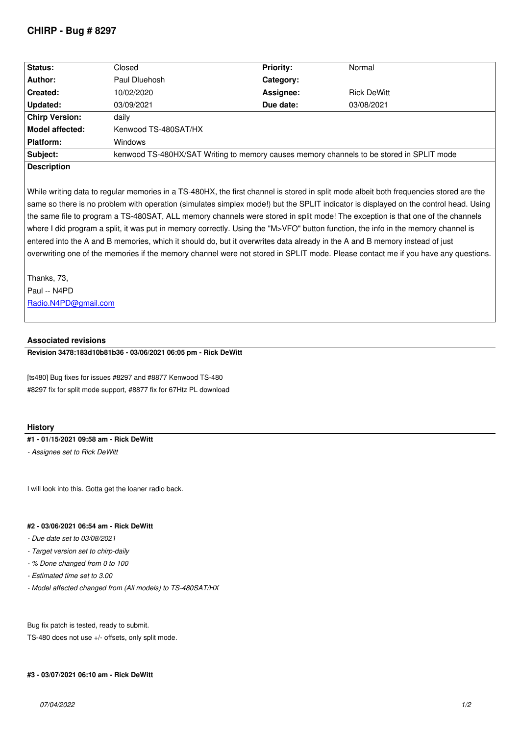# CHIRP - Bug # 8297

| Status: | Closed | Priority: | Normal |
|---|---|---|---|
| Author: | Paul Dluehosh | Category: | |
| Created: | 10/02/2020 | Assignee: | Rick DeWitt |
| Updated: | 03/09/2021 | Due date: | 03/08/2021 |
| Chirp Version: | daily | | |
| Model affected: | Kenwood TS-480SAT/HX | | |
| Platform: | Windows | | |
| Subject: | kenwood TS-480HX/SAT Writing to memory causes memory channels to be stored in SPLIT mode | | |

**Description**

While writing data to regular memories in a TS-480HX, the first channel is stored in split mode albeit both frequencies stored are the same so there is no problem with operation (simulates simplex mode!) but the SPLIT indicator is displayed on the control head. Using the same file to program a TS-480SAT, ALL memory channels were stored in split mode! The exception is that one of the channels where I did program a split, it was put in memory correctly. Using the "M>VFO" button function, the info in the memory channel is entered into the A and B memories, which it should do, but it overwrites data already in the A and B memory instead of just overwriting one of the memories if the memory channel were not stored in SPLIT mode. Please contact me if you have any questions.

Thanks, 73,
Paul -- N4PD
Radio.N4PD@gmail.com

### Associated revisions

**Revision 3478:183d10b81b36 - 03/06/2021 06:05 pm - Rick DeWitt**

[ts480] Bug fixes for issues #8297 and #8877 Kenwood TS-480
#8297 fix for split mode support, #8877 fix for 67Htz PL download

### History

**#1 - 01/15/2021 09:58 am - Rick DeWitt**

*- Assignee set to Rick DeWitt*

I will look into this. Gotta get the loaner radio back.

**#2 - 03/06/2021 06:54 am - Rick DeWitt**

*- Due date set to 03/08/2021*
*- Target version set to chirp-daily*
*- % Done changed from 0 to 100*
*- Estimated time set to 3.00*
*- Model affected changed from (All models) to TS-480SAT/HX*

Bug fix patch is tested, ready to submit.
TS-480 does not use +/- offsets, only split mode.

**#3 - 03/07/2021 06:10 am - Rick DeWitt**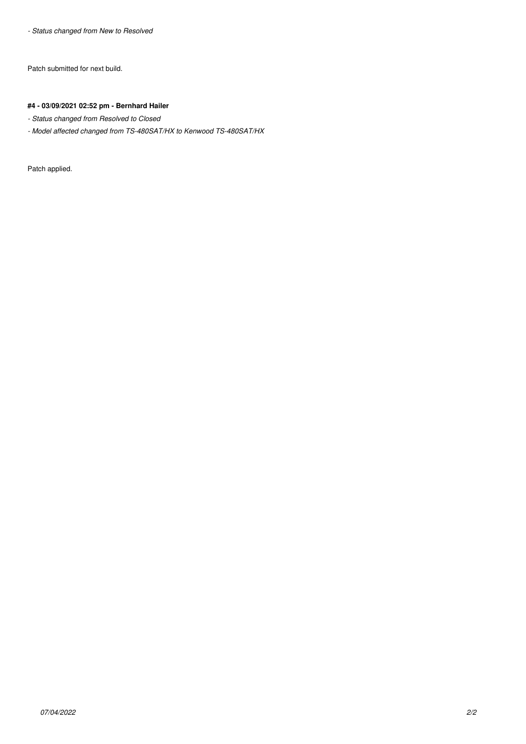*- Status changed from New to Resolved*

Patch submitted for next build.

**#4 - 03/09/2021 02:52 pm - Bernhard Hailer**

*- Status changed from Resolved to Closed*

*- Model affected changed from TS-480SAT/HX to Kenwood TS-480SAT/HX*

Patch applied.